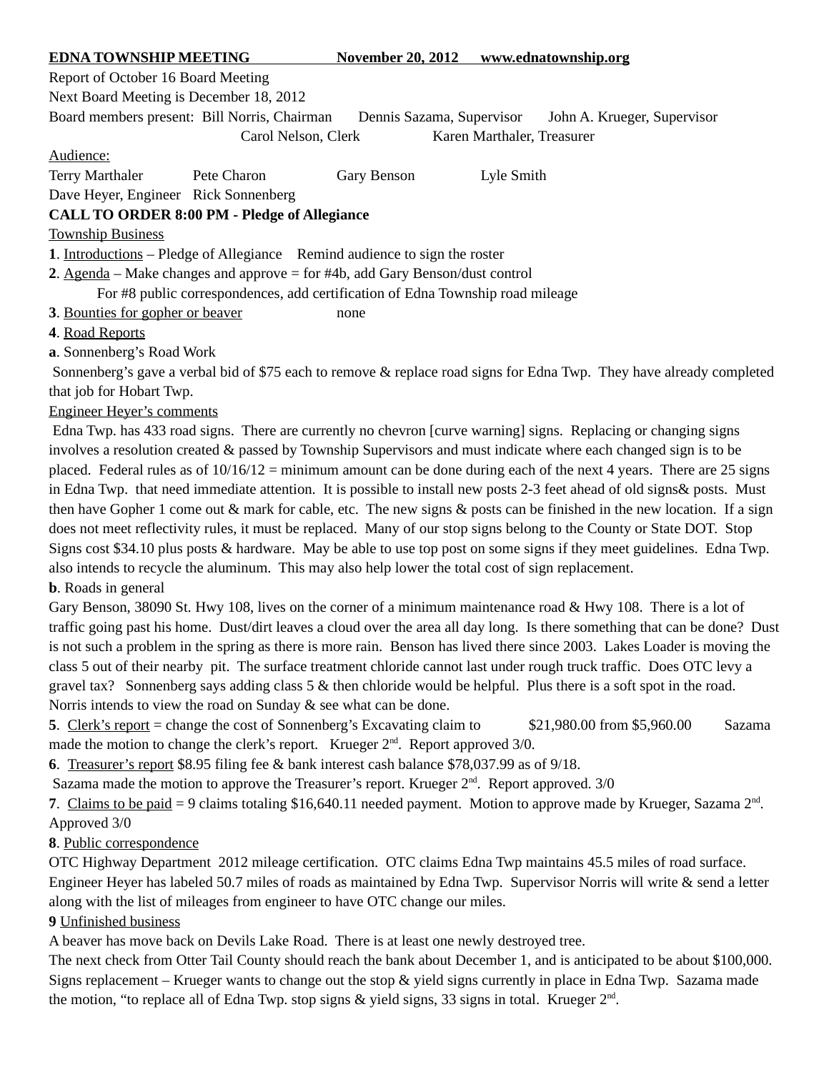**EDNA TOWNSHIP MEETING November 20, 2012 www.ednatownship.org**

Report of October 16 Board Meeting

Next Board Meeting is December 18, 2012

Board members present: Bill Norris, Chairman  Dennis Sazama, Supervisor  John A. Krueger, Supervisor
Carol Nelson, Clerk  Karen Marthaler, Treasurer

Audience:

Terry Marthaler  Pete Charon  Gary Benson  Lyle Smith
Dave Heyer, Engineer  Rick Sonnenberg

**CALL TO ORDER 8:00 PM - Pledge of Allegiance**

Township Business

**1**. Introductions – Pledge of Allegiance  Remind audience to sign the roster

**2**. Agenda – Make changes and approve = for #4b, add Gary Benson/dust control
For #8 public correspondences, add certification of Edna Township road mileage

**3**. Bounties for gopher or beaver  none

**4**. Road Reports

**a**. Sonnenberg's Road Work

Sonnenberg's gave a verbal bid of $75 each to remove & replace road signs for Edna Twp. They have already completed that job for Hobart Twp.

Engineer Heyer's comments

Edna Twp. has 433 road signs. There are currently no chevron [curve warning] signs. Replacing or changing signs involves a resolution created & passed by Township Supervisors and must indicate where each changed sign is to be placed. Federal rules as of 10/16/12 = minimum amount can be done during each of the next 4 years. There are 25 signs in Edna Twp. that need immediate attention. It is possible to install new posts 2-3 feet ahead of old signs& posts. Must then have Gopher 1 come out & mark for cable, etc. The new signs & posts can be finished in the new location. If a sign does not meet reflectivity rules, it must be replaced. Many of our stop signs belong to the County or State DOT. Stop Signs cost $34.10 plus posts & hardware. May be able to use top post on some signs if they meet guidelines. Edna Twp. also intends to recycle the aluminum. This may also help lower the total cost of sign replacement.

**b**. Roads in general

Gary Benson, 38090 St. Hwy 108, lives on the corner of a minimum maintenance road & Hwy 108. There is a lot of traffic going past his home. Dust/dirt leaves a cloud over the area all day long. Is there something that can be done? Dust is not such a problem in the spring as there is more rain. Benson has lived there since 2003. Lakes Loader is moving the class 5 out of their nearby pit. The surface treatment chloride cannot last under rough truck traffic. Does OTC levy a gravel tax? Sonnenberg says adding class 5 & then chloride would be helpful. Plus there is a soft spot in the road. Norris intends to view the road on Sunday & see what can be done.

**5**. Clerk's report = change the cost of Sonnenberg's Excavating claim to  $21,980.00 from $5,960.00  Sazama made the motion to change the clerk's report. Krueger 2nd. Report approved 3/0.

**6**. Treasurer's report $8.95 filing fee & bank interest cash balance $78,037.99 as of 9/18.
Sazama made the motion to approve the Treasurer's report. Krueger 2nd. Report approved. 3/0

**7**. Claims to be paid = 9 claims totaling $16,640.11 needed payment. Motion to approve made by Krueger, Sazama 2nd. Approved 3/0

**8**. Public correspondence

OTC Highway Department 2012 mileage certification. OTC claims Edna Twp maintains 45.5 miles of road surface. Engineer Heyer has labeled 50.7 miles of roads as maintained by Edna Twp. Supervisor Norris will write & send a letter along with the list of mileages from engineer to have OTC change our miles.

**9** Unfinished business

A beaver has move back on Devils Lake Road. There is at least one newly destroyed tree.

The next check from Otter Tail County should reach the bank about December 1, and is anticipated to be about $100,000.

Signs replacement – Krueger wants to change out the stop & yield signs currently in place in Edna Twp. Sazama made the motion, "to replace all of Edna Twp. stop signs & yield signs, 33 signs in total. Krueger 2nd.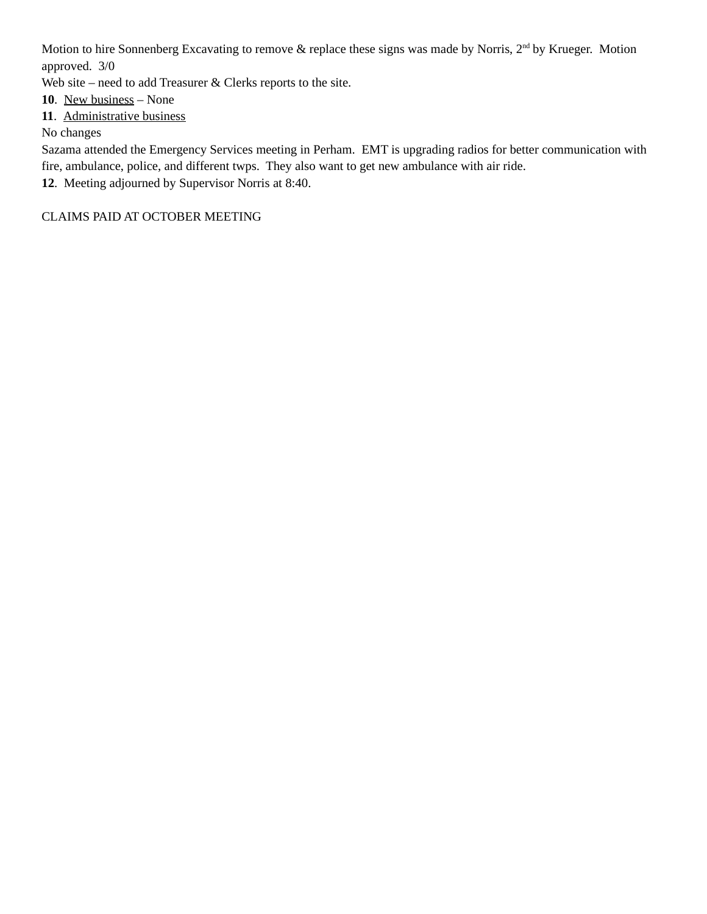Motion to hire Sonnenberg Excavating to remove & replace these signs was made by Norris, 2nd by Krueger. Motion approved. 3/0

Web site – need to add Treasurer & Clerks reports to the site.

**10**. <u>New business</u> – None

**11**. <u>Administrative business</u>

No changes

Sazama attended the Emergency Services meeting in Perham. EMT is upgrading radios for better communication with fire, ambulance, police, and different twps. They also want to get new ambulance with air ride.

**12**. Meeting adjourned by Supervisor Norris at 8:40.

CLAIMS PAID AT OCTOBER MEETING